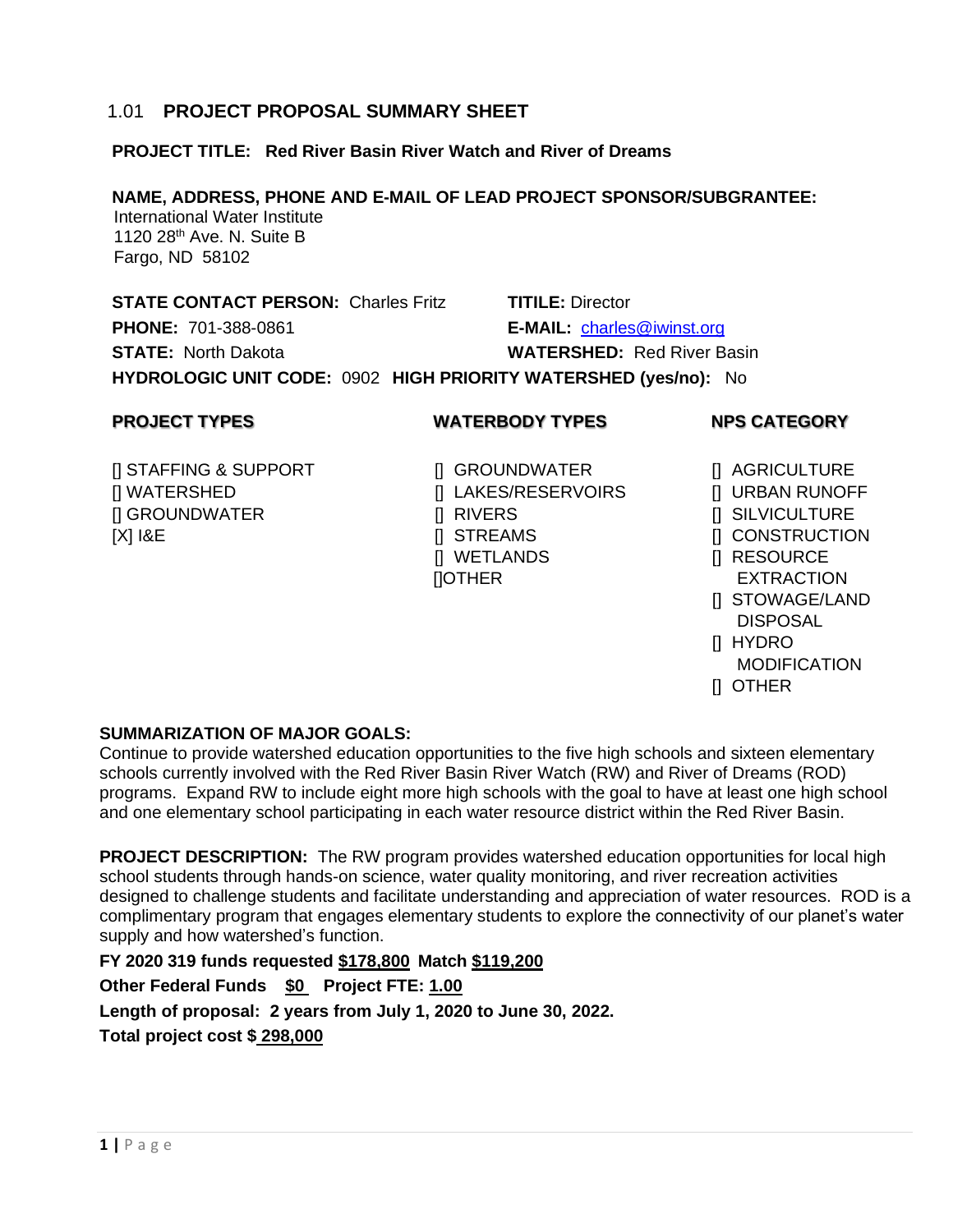## 1.01 **PROJECT PROPOSAL SUMMARY SHEET**

**PROJECT TITLE: Red River Basin River Watch and River of Dreams**

**NAME, ADDRESS, PHONE AND E-MAIL OF LEAD PROJECT SPONSOR/SUBGRANTEE:**
International Water Institute
1120 28th Ave. N. Suite B
Fargo, ND 58102

**STATE CONTACT PERSON:** Charles Fritz **TITILE:** Director
**PHONE:** 701-388-0861 **E-MAIL:** charles@iwinst.org
**STATE:** North Dakota **WATERSHED:** Red River Basin
**HYDROLOGIC UNIT CODE:** 0902 **HIGH PRIORITY WATERSHED (yes/no):** No

| PROJECT TYPES | WATERBODY TYPES | NPS CATEGORY |
|---|---|---|
| [] STAFFING & SUPPORT | [] GROUNDWATER | [] AGRICULTURE |
| [] WATERSHED | [] LAKES/RESERVOIRS | [] URBAN RUNOFF |
| [] GROUNDWATER | [] RIVERS | [] SILVICULTURE |
| [X] I&E | [] STREAMS | [] CONSTRUCTION |
| | [] WETLANDS | [] RESOURCE EXTRACTION |
| | []OTHER | [] STOWAGE/LAND DISPOSAL |
| | | [] HYDRO MODIFICATION |
| | | [] OTHER |

**SUMMARIZATION OF MAJOR GOALS:**
Continue to provide watershed education opportunities to the five high schools and sixteen elementary schools currently involved with the Red River Basin River Watch (RW) and River of Dreams (ROD) programs. Expand RW to include eight more high schools with the goal to have at least one high school and one elementary school participating in each water resource district within the Red River Basin.

**PROJECT DESCRIPTION:** The RW program provides watershed education opportunities for local high school students through hands-on science, water quality monitoring, and river recreation activities designed to challenge students and facilitate understanding and appreciation of water resources. ROD is a complimentary program that engages elementary students to explore the connectivity of our planet's water supply and how watershed's function.

**FY 2020 319 funds requested <u>$178,800</u> Match <u>$119,200</u>**

**Other Federal Funds <u>$0</u> Project FTE: <u>1.00</u>**

**Length of proposal: 2 years from July 1, 2020 to June 30, 2022.**

**Total project cost $ <u>298,000</u>**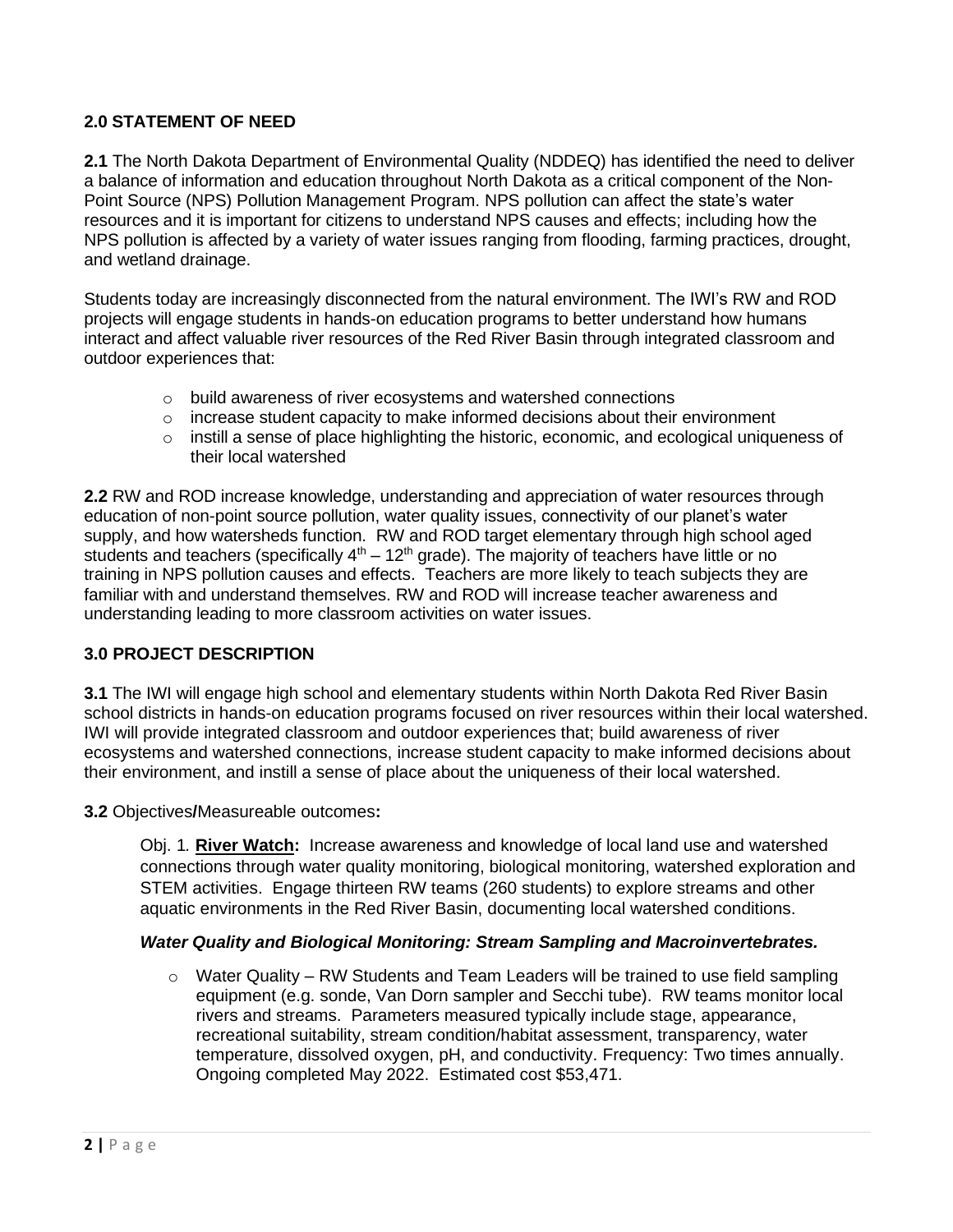## 2.0 STATEMENT OF NEED

**2.1** The North Dakota Department of Environmental Quality (NDDEQ) has identified the need to deliver a balance of information and education throughout North Dakota as a critical component of the Non-Point Source (NPS) Pollution Management Program. NPS pollution can affect the state's water resources and it is important for citizens to understand NPS causes and effects; including how the NPS pollution is affected by a variety of water issues ranging from flooding, farming practices, drought, and wetland drainage.

Students today are increasingly disconnected from the natural environment. The IWI's RW and ROD projects will engage students in hands-on education programs to better understand how humans interact and affect valuable river resources of the Red River Basin through integrated classroom and outdoor experiences that:

- build awareness of river ecosystems and watershed connections
- increase student capacity to make informed decisions about their environment
- instill a sense of place highlighting the historic, economic, and ecological uniqueness of their local watershed

**2.2** RW and ROD increase knowledge, understanding and appreciation of water resources through education of non-point source pollution, water quality issues, connectivity of our planet's water supply, and how watersheds function. RW and ROD target elementary through high school aged students and teachers (specifically 4th – 12th grade). The majority of teachers have little or no training in NPS pollution causes and effects. Teachers are more likely to teach subjects they are familiar with and understand themselves. RW and ROD will increase teacher awareness and understanding leading to more classroom activities on water issues.

## 3.0 PROJECT DESCRIPTION

**3.1** The IWI will engage high school and elementary students within North Dakota Red River Basin school districts in hands-on education programs focused on river resources within their local watershed. IWI will provide integrated classroom and outdoor experiences that; build awareness of river ecosystems and watershed connections, increase student capacity to make informed decisions about their environment, and instill a sense of place about the uniqueness of their local watershed.

**3.2** Objectives**/**Measureable outcomes**:**

Obj. 1. **River Watch:** Increase awareness and knowledge of local land use and watershed connections through water quality monitoring, biological monitoring, watershed exploration and STEM activities. Engage thirteen RW teams (260 students) to explore streams and other aquatic environments in the Red River Basin, documenting local watershed conditions.

***Water Quality and Biological Monitoring: Stream Sampling and Macroinvertebrates.***

- Water Quality – RW Students and Team Leaders will be trained to use field sampling equipment (e.g. sonde, Van Dorn sampler and Secchi tube). RW teams monitor local rivers and streams. Parameters measured typically include stage, appearance, recreational suitability, stream condition/habitat assessment, transparency, water temperature, dissolved oxygen, pH, and conductivity. Frequency: Two times annually. Ongoing completed May 2022. Estimated cost $53,471.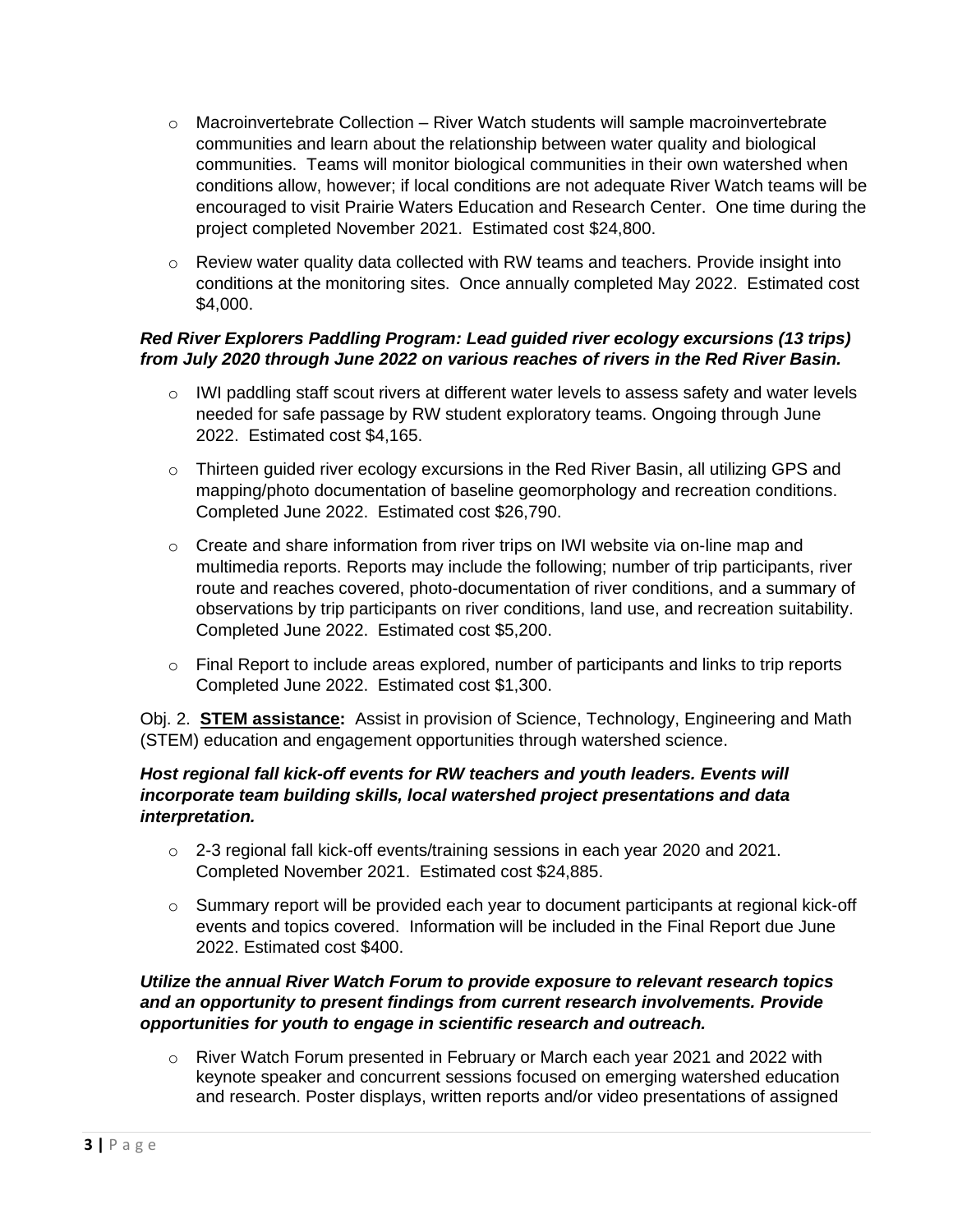- Macroinvertebrate Collection – River Watch students will sample macroinvertebrate communities and learn about the relationship between water quality and biological communities. Teams will monitor biological communities in their own watershed when conditions allow, however; if local conditions are not adequate River Watch teams will be encouraged to visit Prairie Waters Education and Research Center. One time during the project completed November 2021. Estimated cost $24,800.
- Review water quality data collected with RW teams and teachers. Provide insight into conditions at the monitoring sites. Once annually completed May 2022. Estimated cost $4,000.

***Red River Explorers Paddling Program: Lead guided river ecology excursions (13 trips) from July 2020 through June 2022 on various reaches of rivers in the Red River Basin.***

- IWI paddling staff scout rivers at different water levels to assess safety and water levels needed for safe passage by RW student exploratory teams. Ongoing through June 2022. Estimated cost $4,165.
- Thirteen guided river ecology excursions in the Red River Basin, all utilizing GPS and mapping/photo documentation of baseline geomorphology and recreation conditions. Completed June 2022. Estimated cost $26,790.
- Create and share information from river trips on IWI website via on-line map and multimedia reports. Reports may include the following; number of trip participants, river route and reaches covered, photo-documentation of river conditions, and a summary of observations by trip participants on river conditions, land use, and recreation suitability. Completed June 2022. Estimated cost $5,200.
- Final Report to include areas explored, number of participants and links to trip reports Completed June 2022. Estimated cost $1,300.

Obj. 2. **STEM assistance:** Assist in provision of Science, Technology, Engineering and Math (STEM) education and engagement opportunities through watershed science.

***Host regional fall kick-off events for RW teachers and youth leaders. Events will incorporate team building skills, local watershed project presentations and data interpretation.***

- 2-3 regional fall kick-off events/training sessions in each year 2020 and 2021. Completed November 2021. Estimated cost $24,885.
- Summary report will be provided each year to document participants at regional kick-off events and topics covered. Information will be included in the Final Report due June 2022. Estimated cost $400.

***Utilize the annual River Watch Forum to provide exposure to relevant research topics and an opportunity to present findings from current research involvements. Provide opportunities for youth to engage in scientific research and outreach.***

- River Watch Forum presented in February or March each year 2021 and 2022 with keynote speaker and concurrent sessions focused on emerging watershed education and research. Poster displays, written reports and/or video presentations of assigned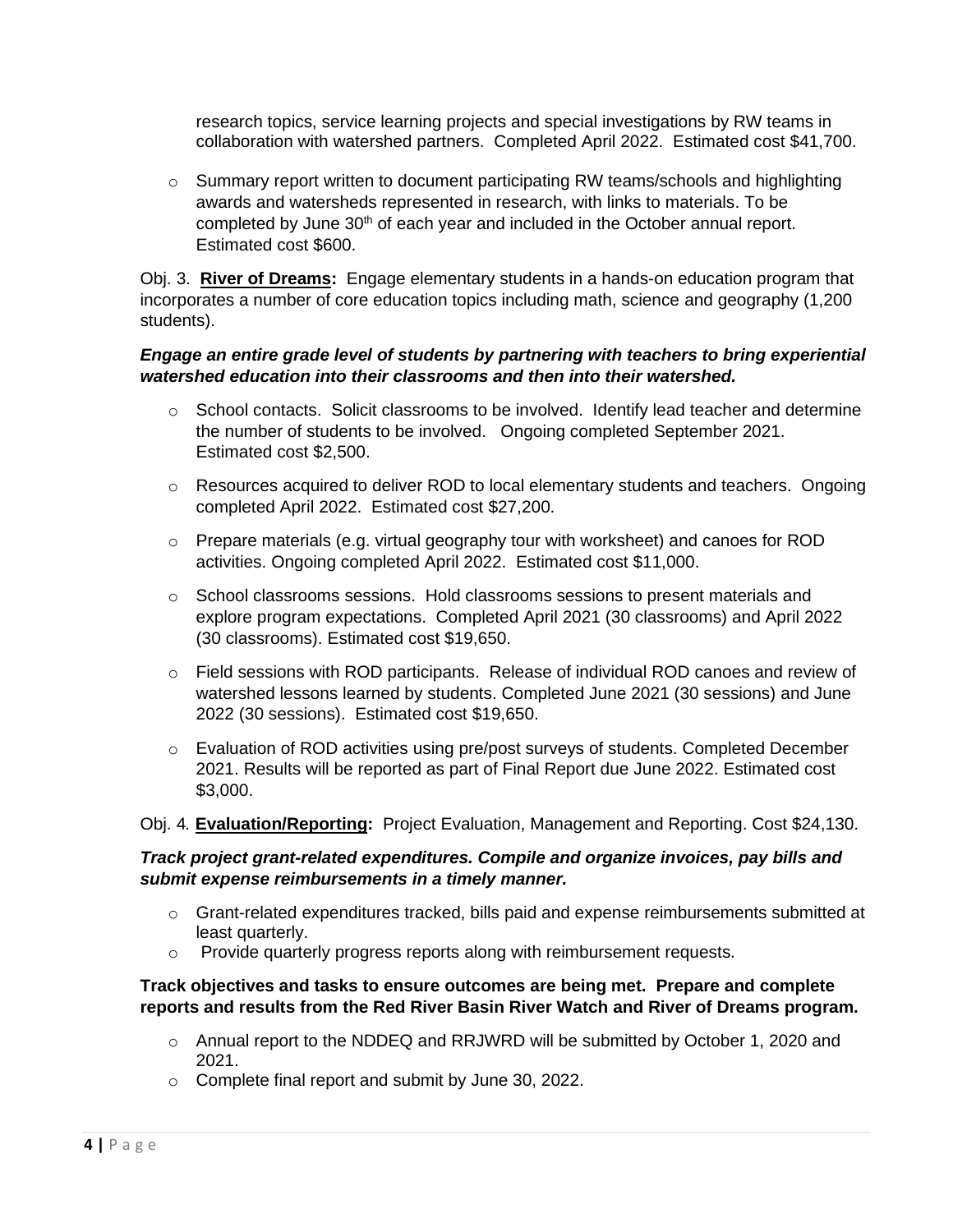research topics, service learning projects and special investigations by RW teams in collaboration with watershed partners. Completed April 2022. Estimated cost $41,700.

- Summary report written to document participating RW teams/schools and highlighting awards and watersheds represented in research, with links to materials. To be completed by June 30th of each year and included in the October annual report. Estimated cost $600.

Obj. 3. **River of Dreams:** Engage elementary students in a hands-on education program that incorporates a number of core education topics including math, science and geography (1,200 students).

***Engage an entire grade level of students by partnering with teachers to bring experiential watershed education into their classrooms and then into their watershed.***

- School contacts. Solicit classrooms to be involved. Identify lead teacher and determine the number of students to be involved. Ongoing completed September 2021. Estimated cost $2,500.
- Resources acquired to deliver ROD to local elementary students and teachers. Ongoing completed April 2022. Estimated cost $27,200.
- Prepare materials (e.g. virtual geography tour with worksheet) and canoes for ROD activities. Ongoing completed April 2022. Estimated cost $11,000.
- School classrooms sessions. Hold classrooms sessions to present materials and explore program expectations. Completed April 2021 (30 classrooms) and April 2022 (30 classrooms). Estimated cost $19,650.
- Field sessions with ROD participants. Release of individual ROD canoes and review of watershed lessons learned by students. Completed June 2021 (30 sessions) and June 2022 (30 sessions). Estimated cost $19,650.
- Evaluation of ROD activities using pre/post surveys of students. Completed December 2021. Results will be reported as part of Final Report due June 2022. Estimated cost $3,000.

Obj. 4. **Evaluation/Reporting:** Project Evaluation, Management and Reporting. Cost $24,130.

***Track project grant-related expenditures. Compile and organize invoices, pay bills and submit expense reimbursements in a timely manner.***

- Grant-related expenditures tracked, bills paid and expense reimbursements submitted at least quarterly.
- Provide quarterly progress reports along with reimbursement requests.

**Track objectives and tasks to ensure outcomes are being met. Prepare and complete reports and results from the Red River Basin River Watch and River of Dreams program.**

- Annual report to the NDDEQ and RRJWRD will be submitted by October 1, 2020 and 2021.
- Complete final report and submit by June 30, 2022.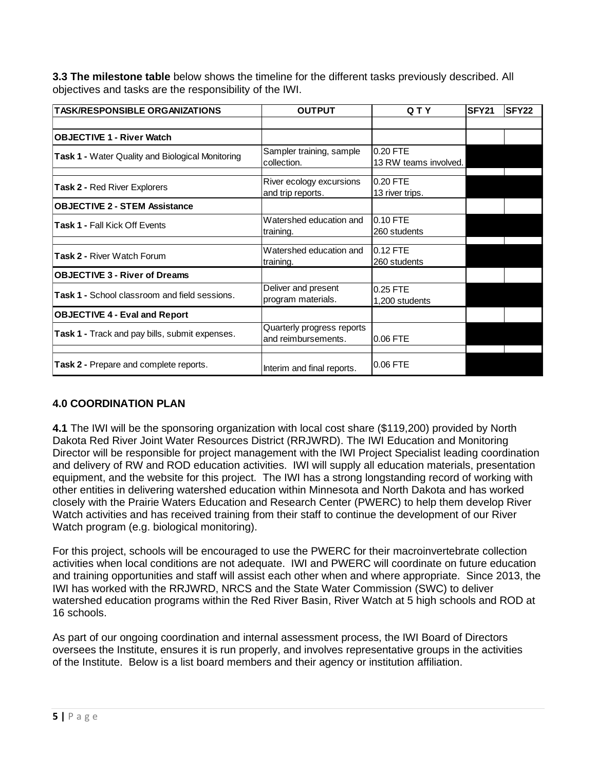**3.3 The milestone table** below shows the timeline for the different tasks previously described. All objectives and tasks are the responsibility of the IWI.

| TASK/RESPONSIBLE ORGANIZATIONS | OUTPUT | Q T Y | SFY21 | SFY22 |
|---|---|---|---|---|
| **OBJECTIVE 1 - River Watch** | | | | |
| **Task 1 -** Water Quality and Biological Monitoring | Sampler training, sample collection. | 0.20 FTE 13 RW teams involved. | | |
| **Task 2 -** Red River Explorers | River ecology excursions and trip reports. | 0.20 FTE 13 river trips. | | |
| **OBJECTIVE 2 - STEM Assistance** | | | | |
| **Task 1 -** Fall Kick Off Events | Watershed education and training. | 0.10 FTE 260 students | | |
| **Task 2 -** River Watch Forum | Watershed education and training. | 0.12 FTE 260 students | | |
| **OBJECTIVE 3 - River of Dreams** | | | | |
| **Task 1 -** School classroom and field sessions. | Deliver and present program materials. | 0.25 FTE 1,200 students | | |
| **OBJECTIVE 4 - Eval and Report** | | | | |
| **Task 1 -** Track and pay bills, submit expenses. | Quarterly progress reports and reimbursements. | 0.06 FTE | | |
| **Task 2 -** Prepare and complete reports. | Interim and final reports. | 0.06 FTE | | |

## 4.0 COORDINATION PLAN

**4.1** The IWI will be the sponsoring organization with local cost share ($119,200) provided by North Dakota Red River Joint Water Resources District (RRJWRD). The IWI Education and Monitoring Director will be responsible for project management with the IWI Project Specialist leading coordination and delivery of RW and ROD education activities. IWI will supply all education materials, presentation equipment, and the website for this project. The IWI has a strong longstanding record of working with other entities in delivering watershed education within Minnesota and North Dakota and has worked closely with the Prairie Waters Education and Research Center (PWERC) to help them develop River Watch activities and has received training from their staff to continue the development of our River Watch program (e.g. biological monitoring).

For this project, schools will be encouraged to use the PWERC for their macroinvertebrate collection activities when local conditions are not adequate. IWI and PWERC will coordinate on future education and training opportunities and staff will assist each other when and where appropriate. Since 2013, the IWI has worked with the RRJWRD, NRCS and the State Water Commission (SWC) to deliver watershed education programs within the Red River Basin, River Watch at 5 high schools and ROD at 16 schools.

As part of our ongoing coordination and internal assessment process, the IWI Board of Directors oversees the Institute, ensures it is run properly, and involves representative groups in the activities of the Institute. Below is a list board members and their agency or institution affiliation.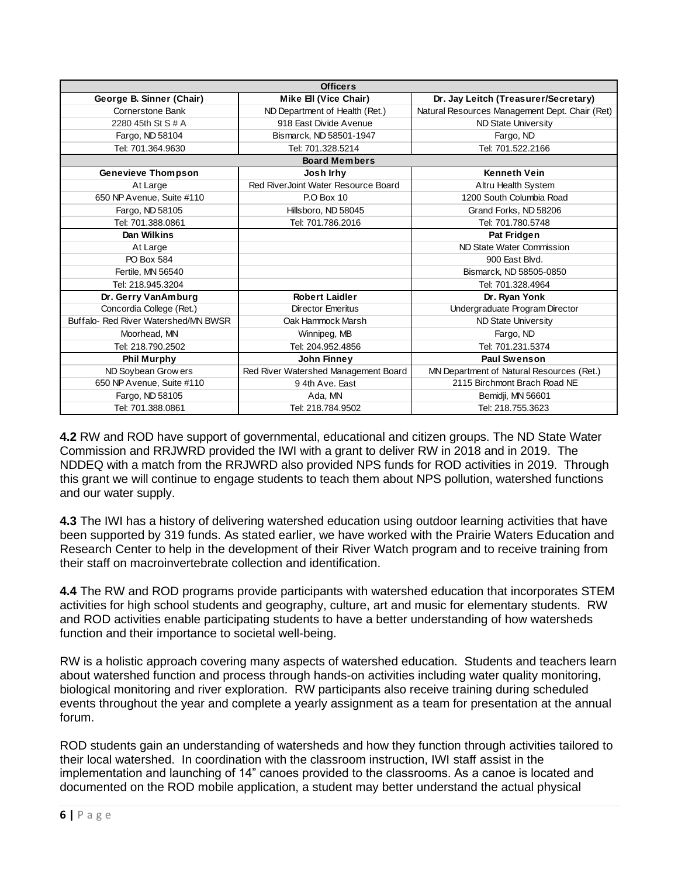| Officers | | |
|---|---|---|
| **George B. Sinner (Chair)** | **Mike Ell (Vice Chair)** | **Dr. Jay Leitch (Treasurer/Secretary)** |
| Cornerstone Bank | ND Department of Health (Ret.) | Natural Resources Management Dept. Chair (Ret) |
| 2280 45th St S # A | 918 East Divide Avenue | ND State University |
| Fargo, ND 58104 | Bismarck, ND 58501-1947 | Fargo, ND |
| Tel: 701.364.9630 | Tel: 701.328.5214 | Tel: 701.522.2166 |
| **Board Members** | | |
| **Genevieve Thompson** | **Josh Irhy** | **Kenneth Vein** |
| At Large | Red RiverJoint Water Resource Board | Altru Health System |
| 650 NP Avenue, Suite #110 | P.O Box 10 | 1200 South Columbia Road |
| Fargo, ND 58105 | Hillsboro, ND 58045 | Grand Forks, ND 58206 |
| Tel: 701.388.0861 | Tel: 701.786.2016 | Tel: 701.780.5748 |
| **Dan Wilkins** | | **Pat Fridgen** |
| At Large | | ND State Water Commission |
| PO Box 584 | | 900 East Blvd. |
| Fertile, MN 56540 | | Bismarck, ND 58505-0850 |
| Tel: 218.945.3204 | | Tel: 701.328.4964 |
| **Dr. Gerry VanAmburg** | **Robert Laidler** | **Dr. Ryan Yonk** |
| Concordia College (Ret.) | Director Emeritus | Undergraduate Program Director |
| Buffalo- Red River Watershed/MN BWSR | Oak Hammock Marsh | ND State University |
| Moorhead, MN | Winnipeg, MB | Fargo, ND |
| Tel: 218.790.2502 | Tel: 204.952.4856 | Tel: 701.231.5374 |
| **Phil Murphy** | **John Finney** | **Paul Swenson** |
| ND Soybean Growers | Red River Watershed Management Board | MN Department of Natural Resources (Ret.) |
| 650 NP Avenue, Suite #110 | 9 4th Ave. East | 2115 Birchmont Brach Road NE |
| Fargo, ND 58105 | Ada, MN | Bemidji, MN 56601 |
| Tel: 701.388.0861 | Tel: 218.784.9502 | Tel: 218.755.3623 |

**4.2** RW and ROD have support of governmental, educational and citizen groups. The ND State Water Commission and RRJWRD provided the IWI with a grant to deliver RW in 2018 and in 2019. The NDDEQ with a match from the RRJWRD also provided NPS funds for ROD activities in 2019. Through this grant we will continue to engage students to teach them about NPS pollution, watershed functions and our water supply.

**4.3** The IWI has a history of delivering watershed education using outdoor learning activities that have been supported by 319 funds. As stated earlier, we have worked with the Prairie Waters Education and Research Center to help in the development of their River Watch program and to receive training from their staff on macroinvertebrate collection and identification.

**4.4** The RW and ROD programs provide participants with watershed education that incorporates STEM activities for high school students and geography, culture, art and music for elementary students. RW and ROD activities enable participating students to have a better understanding of how watersheds function and their importance to societal well-being.

RW is a holistic approach covering many aspects of watershed education. Students and teachers learn about watershed function and process through hands-on activities including water quality monitoring, biological monitoring and river exploration. RW participants also receive training during scheduled events throughout the year and complete a yearly assignment as a team for presentation at the annual forum.

ROD students gain an understanding of watersheds and how they function through activities tailored to their local watershed. In coordination with the classroom instruction, IWI staff assist in the implementation and launching of 14" canoes provided to the classrooms. As a canoe is located and documented on the ROD mobile application, a student may better understand the actual physical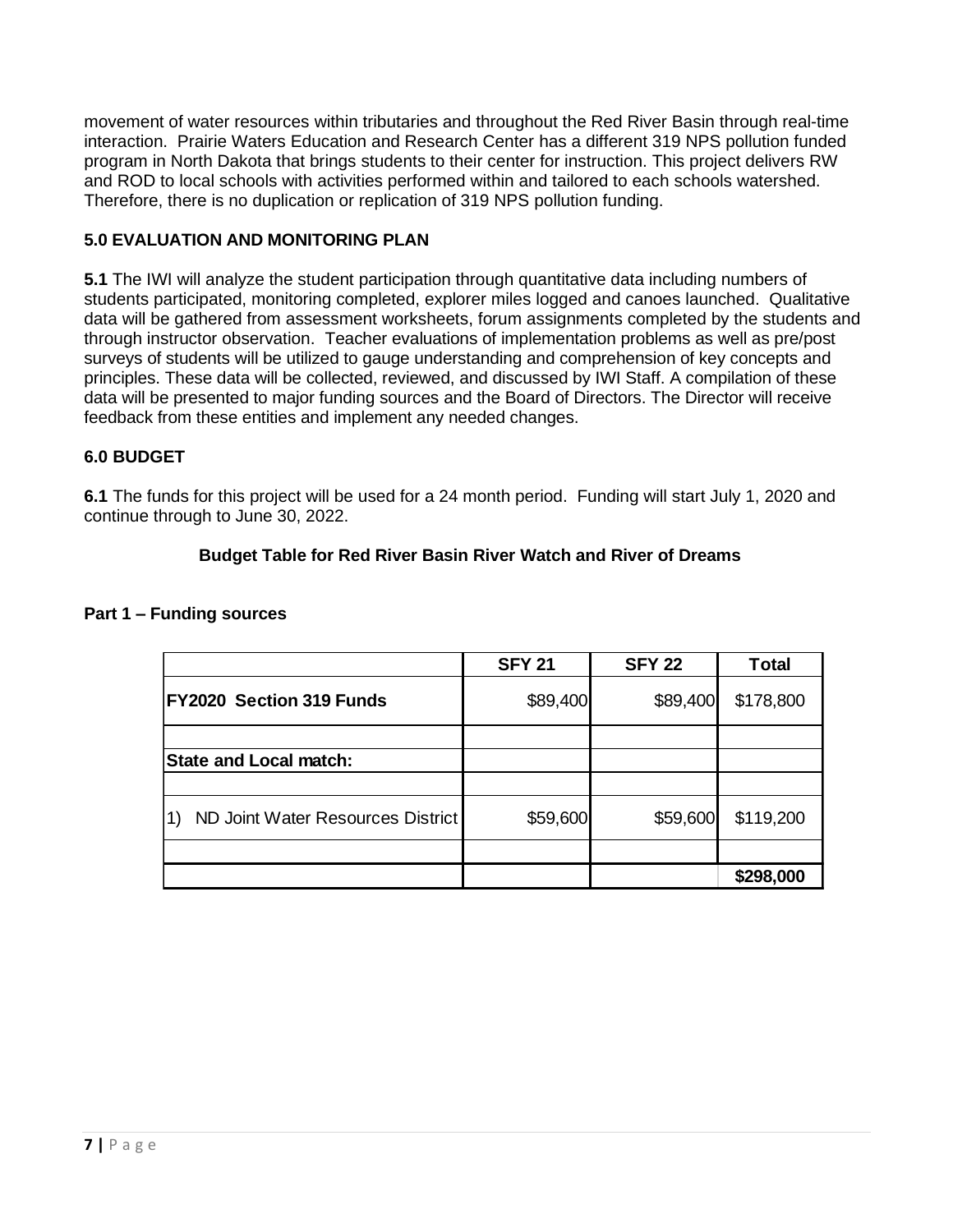movement of water resources within tributaries and throughout the Red River Basin through real-time interaction. Prairie Waters Education and Research Center has a different 319 NPS pollution funded program in North Dakota that brings students to their center for instruction. This project delivers RW and ROD to local schools with activities performed within and tailored to each schools watershed. Therefore, there is no duplication or replication of 319 NPS pollution funding.

## 5.0 EVALUATION AND MONITORING PLAN

**5.1** The IWI will analyze the student participation through quantitative data including numbers of students participated, monitoring completed, explorer miles logged and canoes launched. Qualitative data will be gathered from assessment worksheets, forum assignments completed by the students and through instructor observation. Teacher evaluations of implementation problems as well as pre/post surveys of students will be utilized to gauge understanding and comprehension of key concepts and principles. These data will be collected, reviewed, and discussed by IWI Staff. A compilation of these data will be presented to major funding sources and the Board of Directors. The Director will receive feedback from these entities and implement any needed changes.

## 6.0 BUDGET

**6.1** The funds for this project will be used for a 24 month period. Funding will start July 1, 2020 and continue through to June 30, 2022.

**Budget Table for Red River Basin River Watch and River of Dreams**

**Part 1 – Funding sources**

| | SFY 21 | SFY 22 | Total |
|---|---|---|---|
| **FY2020 Section 319 Funds** | $89,400 | $89,400 | $178,800 |
| | | | |
| **State and Local match:** | | | |
| | | | |
| 1) ND Joint Water Resources District | $59,600 | $59,600 | $119,200 |
| | | | |
| | | | **$298,000** |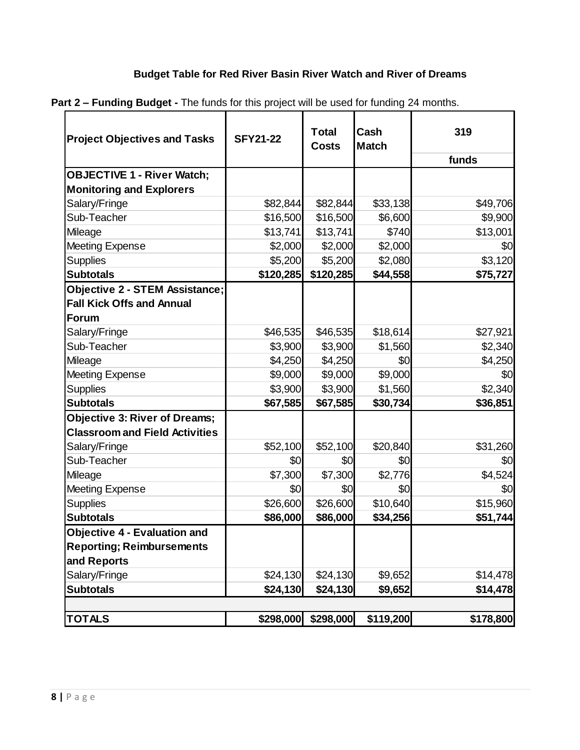**Budget Table for Red River Basin River Watch and River of Dreams**

**Part 2 – Funding Budget -** The funds for this project will be used for funding 24 months.

| Project Objectives and Tasks | SFY21-22 | Total Costs | Cash Match | 319 funds |
|---|---|---|---|---|
| **OBJECTIVE 1 - River Watch; Monitoring and Explorers** | | | | |
| Salary/Fringe | $82,844 | $82,844 | $33,138 | $49,706 |
| Sub-Teacher | $16,500 | $16,500 | $6,600 | $9,900 |
| Mileage | $13,741 | $13,741 | $740 | $13,001 |
| Meeting Expense | $2,000 | $2,000 | $2,000 | $0 |
| Supplies | $5,200 | $5,200 | $2,080 | $3,120 |
| **Subtotals** | **$120,285** | **$120,285** | **$44,558** | **$75,727** |
| **Objective 2 - STEM Assistance; Fall Kick Offs and Annual Forum** | | | | |
| Salary/Fringe | $46,535 | $46,535 | $18,614 | $27,921 |
| Sub-Teacher | $3,900 | $3,900 | $1,560 | $2,340 |
| Mileage | $4,250 | $4,250 | $0 | $4,250 |
| Meeting Expense | $9,000 | $9,000 | $9,000 | $0 |
| Supplies | $3,900 | $3,900 | $1,560 | $2,340 |
| **Subtotals** | **$67,585** | **$67,585** | **$30,734** | **$36,851** |
| **Objective 3: River of Dreams; Classroom and Field Activities** | | | | |
| Salary/Fringe | $52,100 | $52,100 | $20,840 | $31,260 |
| Sub-Teacher | $0 | $0 | $0 | $0 |
| Mileage | $7,300 | $7,300 | $2,776 | $4,524 |
| Meeting Expense | $0 | $0 | $0 | $0 |
| Supplies | $26,600 | $26,600 | $10,640 | $15,960 |
| **Subtotals** | **$86,000** | **$86,000** | **$34,256** | **$51,744** |
| **Objective 4 - Evaluation and Reporting; Reimbursements and Reports** | | | | |
| Salary/Fringe | $24,130 | $24,130 | $9,652 | $14,478 |
| **Subtotals** | **$24,130** | **$24,130** | **$9,652** | **$14,478** |
| | | | | |
| **TOTALS** | **$298,000** | **$298,000** | **$119,200** | **$178,800** |